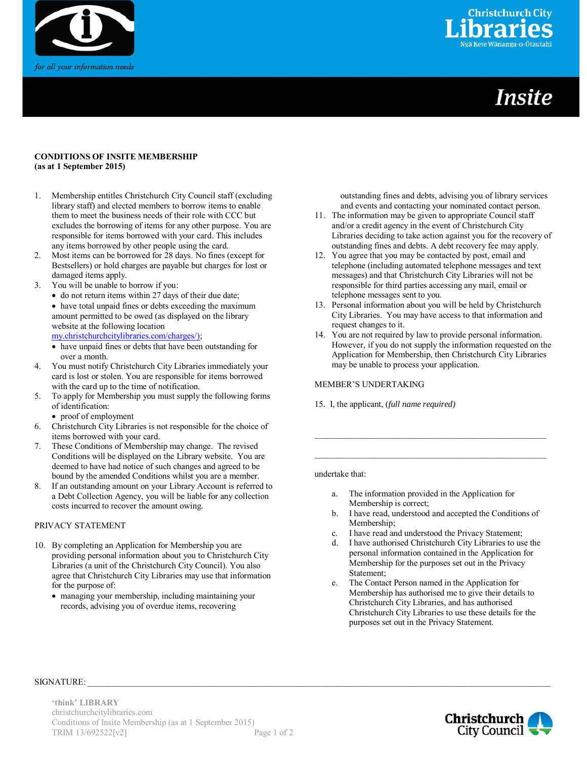# CONDITIONS OF INSITE MEMBERSHIP
**(as at 1 September 2015)**

1. Membership entitles Christchurch City Council staff (excluding library staff) and elected members to borrow items to enable them to meet the business needs of their role with CCC but excludes the borrowing of items for any other purpose. You are responsible for items borrowed with your card. This includes any items borrowed by other people using the card.
2. Most items can be borrowed for 28 days. No fines (except for Bestsellers) or hold charges are payable but charges for lost or damaged items apply.
3. You will be unable to borrow if you:
   - do not return items within 27 days of their due date;
   - have total unpaid fines or debts exceeding the maximum amount permitted to be owed (as displayed on the library website at the following location my.christchurchcitylibraries.com/charges/);
   - have unpaid fines or debts that have been outstanding for over a month.
4. You must notify Christchurch City Libraries immediately your card is lost or stolen. You are responsible for items borrowed with the card up to the time of notification.
5. To apply for Membership you must supply the following forms of identification:
   - proof of employment
6. Christchurch City Libraries is not responsible for the choice of items borrowed with your card.
7. These Conditions of Membership may change. The revised Conditions will be displayed on the Library website. You are deemed to have had notice of such changes and agreed to be bound by the amended Conditions whilst you are a member.
8. If an outstanding amount on your Library Account is referred to a Debt Collection Agency, you will be liable for any collection costs incurred to recover the amount owing.

## PRIVACY STATEMENT

10. By completing an Application for Membership you are providing personal information about you to Christchurch City Libraries (a unit of the Christchurch City Council). You also agree that Christchurch City Libraries may use that information for the purpose of:
    - managing your membership, including maintaining your records, advising you of overdue items, recovering outstanding fines and debts, advising you of library services and events and contacting your nominated contact person.
11. The information may be given to appropriate Council staff and/or a credit agency in the event of Christchurch City Libraries deciding to take action against you for the recovery of outstanding fines and debts. A debt recovery fee may apply.
12. You agree that you may be contacted by post, email and telephone (including automated telephone messages and text messages) and that Christchurch City Libraries will not be responsible for third parties accessing any mail, email or telephone messages sent to you.
13. Personal information about you will be held by Christchurch City Libraries. You may have access to that information and request changes to it.
14. You are not required by law to provide personal information. However, if you do not supply the information requested on the Application for Membership, then Christchurch City Libraries may be unable to process your application.

## MEMBER'S UNDERTAKING

15. I, the applicant, *(full name required)*

______________________________________________

______________________________________________

undertake that:

a. The information provided in the Application for Membership is correct;
b. I have read, understood and accepted the Conditions of Membership;
c. I have read and understood the Privacy Statement;
d. I have authorised Christchurch City Libraries to use the personal information contained in the Application for Membership for the purposes set out in the Privacy Statement;
e. The Contact Person named in the Application for Membership has authorised me to give their details to Christchurch City Libraries, and has authorised Christchurch City Libraries to use these details for the purposes set out in the Privacy Statement.

SIGNATURE: ______________________________________________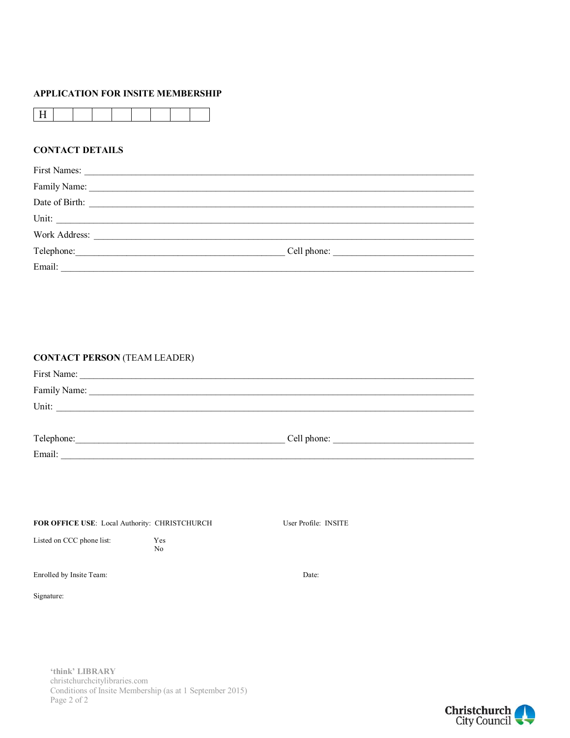## APPLICATION FOR INSITE MEMBERSHIP

| H | | | | | | | | |
|---|---|---|---|---|---|---|---|---|

## CONTACT DETAILS

First Names: ____________________________________________

Family Name: ____________________________________________

Date of Birth: ____________________________________________

Unit: ____________________________________________

Work Address: ____________________________________________

Telephone: ______________________ Cell phone: ______________________

Email: ____________________________________________

## CONTACT PERSON (TEAM LEADER)

First Name: ____________________________________________

Family Name: ____________________________________________

Unit: ____________________________________________

Telephone: ______________________ Cell phone: ______________________

Email: ____________________________________________

**FOR OFFICE USE**: Local Authority: CHRISTCHURCH User Profile: INSITE

Listed on CCC phone list: Yes
No

Enrolled by Insite Team: Date:

Signature:

**'think' LIBRARY**
christchurchcitylibraries.com
Conditions of Insite Membership (as at 1 September 2015)

Christchurch City Council